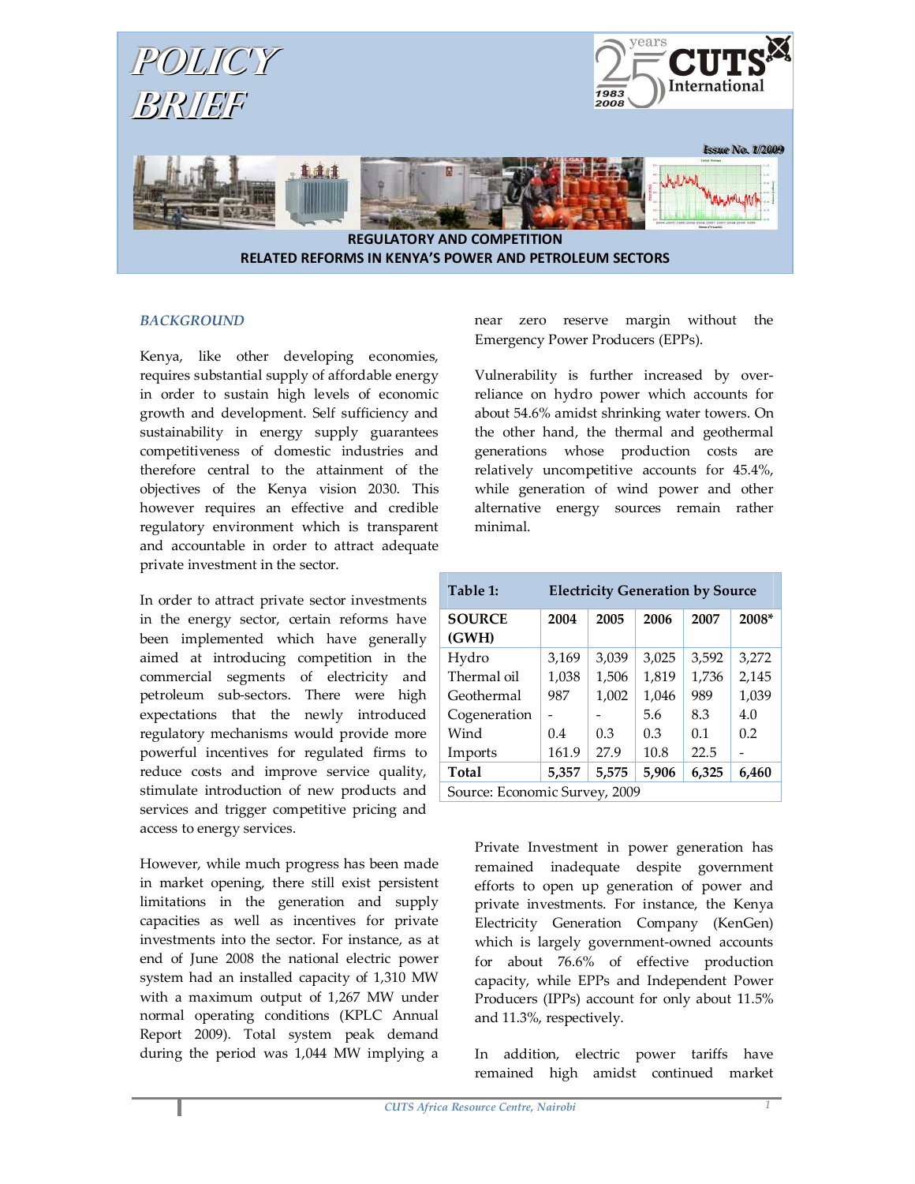# POLICY BRIEF

Issue No. 1/2009

## REGULATORY AND COMPETITION RELATED REFORMS IN KENYA'S POWER AND PETROLEUM SECTORS

### *BACKGROUND*

Kenya, like other developing economies, requires substantial supply of affordable energy in order to sustain high levels of economic growth and development. Self sufficiency and sustainability in energy supply guarantees competitiveness of domestic industries and therefore central to the attainment of the objectives of the Kenya vision 2030. This however requires an effective and credible regulatory environment which is transparent and accountable in order to attract adequate private investment in the sector.

In order to attract private sector investments in the energy sector, certain reforms have been implemented which have generally aimed at introducing competition in the commercial segments of electricity and petroleum sub-sectors. There were high expectations that the newly introduced regulatory mechanisms would provide more powerful incentives for regulated firms to reduce costs and improve service quality, stimulate introduction of new products and services and trigger competitive pricing and access to energy services.

However, while much progress has been made in market opening, there still exist persistent limitations in the generation and supply capacities as well as incentives for private investments into the sector. For instance, as at end of June 2008 the national electric power system had an installed capacity of 1,310 MW with a maximum output of 1,267 MW under normal operating conditions (KPLC Annual Report 2009). Total system peak demand during the period was 1,044 MW implying a near zero reserve margin without the Emergency Power Producers (EPPs).

Vulnerability is further increased by over-reliance on hydro power which accounts for about 54.6% amidst shrinking water towers. On the other hand, the thermal and geothermal generations whose production costs are relatively uncompetitive accounts for 45.4%, while generation of wind power and other alternative energy sources remain rather minimal.

**Table 1: Electricity Generation by Source**

| SOURCE (GWH) | 2004 | 2005 | 2006 | 2007 | 2008* |
|---|---|---|---|---|---|
| Hydro | 3,169 | 3,039 | 3,025 | 3,592 | 3,272 |
| Thermal oil | 1,038 | 1,506 | 1,819 | 1,736 | 2,145 |
| Geothermal | 987 | 1,002 | 1,046 | 989 | 1,039 |
| Cogeneration | - | - | 5.6 | 8.3 | 4.0 |
| Wind | 0.4 | 0.3 | 0.3 | 0.1 | 0.2 |
| Imports | 161.9 | 27.9 | 10.8 | 22.5 | - |
| **Total** | **5,357** | **5,575** | **5,906** | **6,325** | **6,460** |

Source: Economic Survey, 2009

Private Investment in power generation has remained inadequate despite government efforts to open up generation of power and private investments. For instance, the Kenya Electricity Generation Company (KenGen) which is largely government-owned accounts for about 76.6% of effective production capacity, while EPPs and Independent Power Producers (IPPs) account for only about 11.5% and 11.3%, respectively.

In addition, electric power tariffs have remained high amidst continued market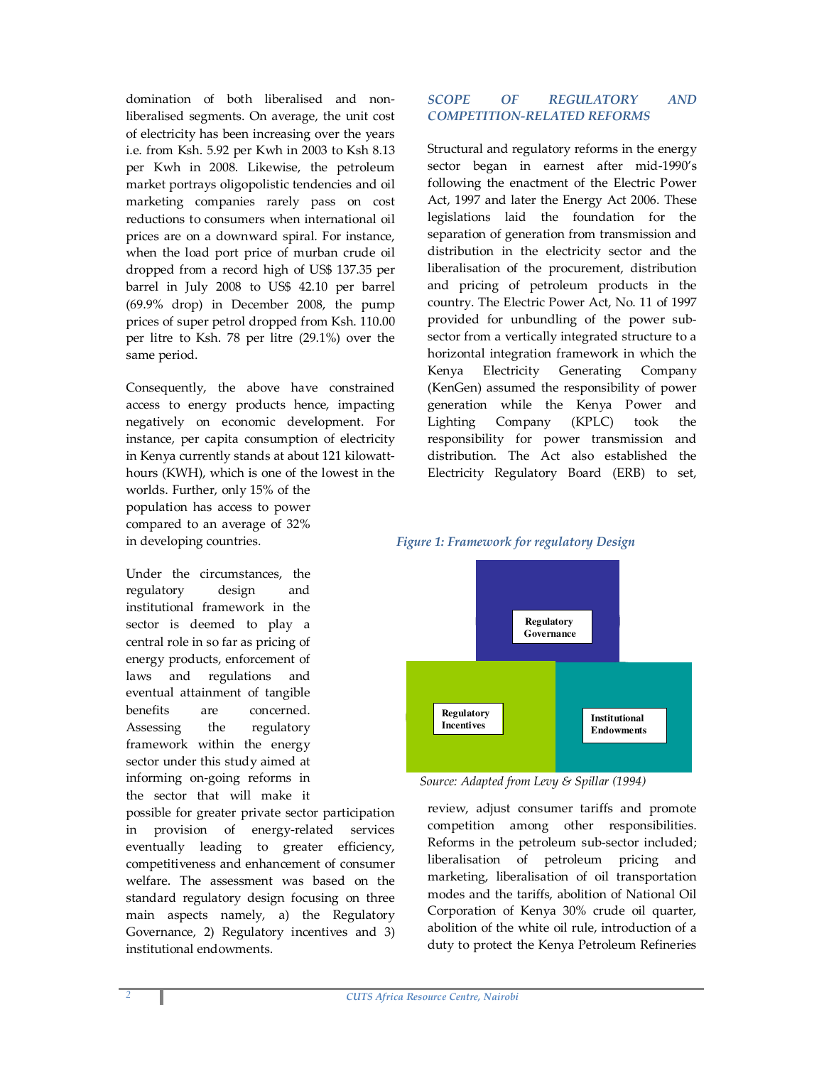domination of both liberalised and non-liberalised segments. On average, the unit cost of electricity has been increasing over the years i.e. from Ksh. 5.92 per Kwh in 2003 to Ksh 8.13 per Kwh in 2008. Likewise, the petroleum market portrays oligopolistic tendencies and oil marketing companies rarely pass on cost reductions to consumers when international oil prices are on a downward spiral. For instance, when the load port price of murban crude oil dropped from a record high of US$ 137.35 per barrel in July 2008 to US$ 42.10 per barrel (69.9% drop) in December 2008, the pump prices of super petrol dropped from Ksh. 110.00 per litre to Ksh. 78 per litre (29.1%) over the same period.

Consequently, the above have constrained access to energy products hence, impacting negatively on economic development. For instance, per capita consumption of electricity in Kenya currently stands at about 121 kilowatt-hours (KWH), which is one of the lowest in the worlds. Further, only 15% of the population has access to power compared to an average of 32% in developing countries.

Under the circumstances, the regulatory design and institutional framework in the sector is deemed to play a central role in so far as pricing of energy products, enforcement of laws and regulations and eventual attainment of tangible benefits are concerned. Assessing the regulatory framework within the energy sector under this study aimed at informing on-going reforms in the sector that will make it possible for greater private sector participation in provision of energy-related services eventually leading to greater efficiency, competitiveness and enhancement of consumer welfare. The assessment was based on the standard regulatory design focusing on three main aspects namely, a) the Regulatory Governance, 2) Regulatory incentives and 3) institutional endowments.

## *SCOPE OF REGULATORY AND COMPETITION-RELATED REFORMS*

Structural and regulatory reforms in the energy sector began in earnest after mid-1990's following the enactment of the Electric Power Act, 1997 and later the Energy Act 2006. These legislations laid the foundation for the separation of generation from transmission and distribution in the electricity sector and the liberalisation of the procurement, distribution and pricing of petroleum products in the country. The Electric Power Act, No. 11 of 1997 provided for unbundling of the power sub-sector from a vertically integrated structure to a horizontal integration framework in which the Kenya Electricity Generating Company (KenGen) assumed the responsibility of power generation while the Kenya Power and Lighting Company (KPLC) took the responsibility for power transmission and distribution. The Act also established the Electricity Regulatory Board (ERB) to set, review, adjust consumer tariffs and promote competition among other responsibilities. Reforms in the petroleum sub-sector included; liberalisation of petroleum pricing and marketing, liberalisation of oil transportation modes and the tariffs, abolition of National Oil Corporation of Kenya 30% crude oil quarter, abolition of the white oil rule, introduction of a duty to protect the Kenya Petroleum Refineries

*Figure 1: Framework for regulatory Design*

Regulatory Governance

Regulatory Incentives

Institutional Endowments

*Source: Adapted from Levy & Spillar (1994)*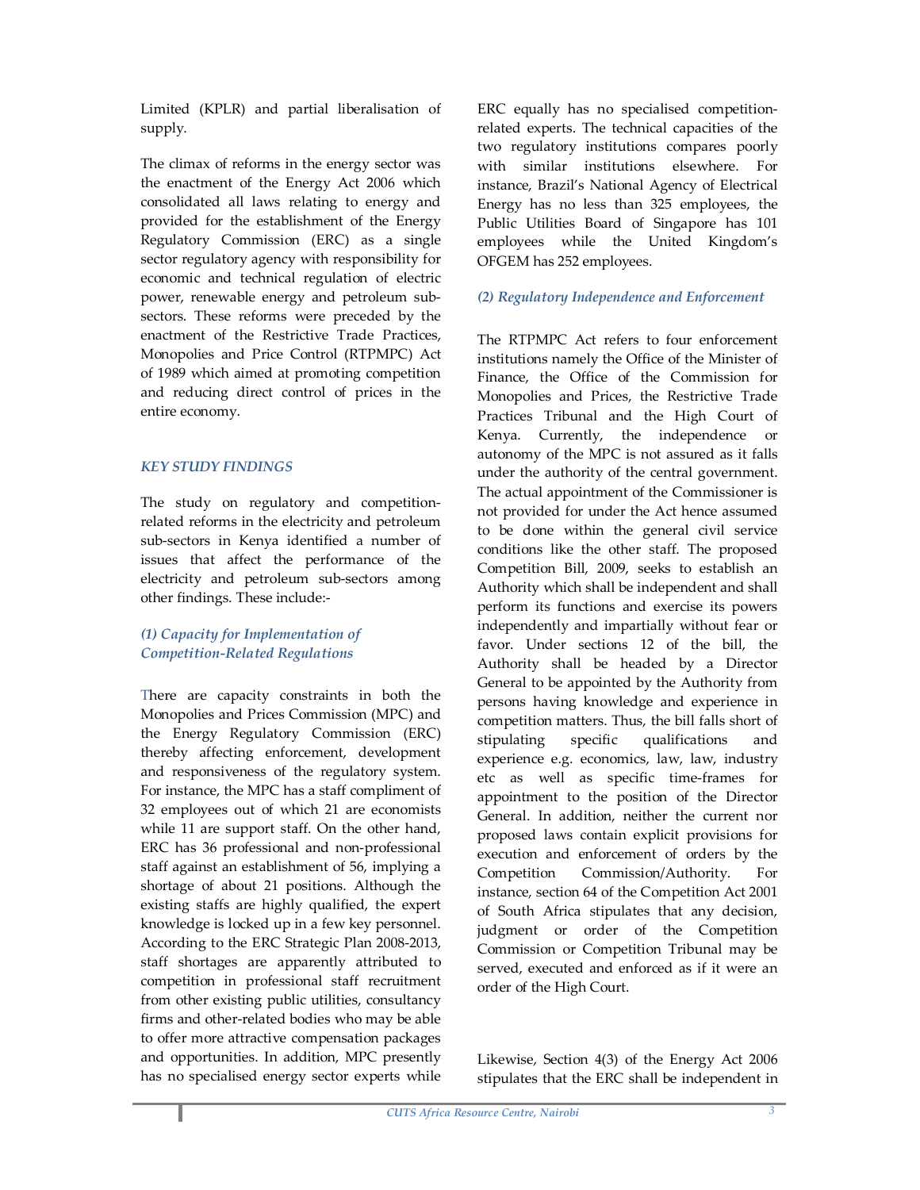Limited (KPLR) and partial liberalisation of supply.

The climax of reforms in the energy sector was the enactment of the Energy Act 2006 which consolidated all laws relating to energy and provided for the establishment of the Energy Regulatory Commission (ERC) as a single sector regulatory agency with responsibility for economic and technical regulation of electric power, renewable energy and petroleum sub-sectors. These reforms were preceded by the enactment of the Restrictive Trade Practices, Monopolies and Price Control (RTPMPC) Act of 1989 which aimed at promoting competition and reducing direct control of prices in the entire economy.

## *KEY STUDY FINDINGS*

The study on regulatory and competition-related reforms in the electricity and petroleum sub-sectors in Kenya identified a number of issues that affect the performance of the electricity and petroleum sub-sectors among other findings. These include:-

### *(1) Capacity for Implementation of Competition-Related Regulations*

There are capacity constraints in both the Monopolies and Prices Commission (MPC) and the Energy Regulatory Commission (ERC) thereby affecting enforcement, development and responsiveness of the regulatory system. For instance, the MPC has a staff compliment of 32 employees out of which 21 are economists while 11 are support staff. On the other hand, ERC has 36 professional and non-professional staff against an establishment of 56, implying a shortage of about 21 positions. Although the existing staffs are highly qualified, the expert knowledge is locked up in a few key personnel. According to the ERC Strategic Plan 2008-2013, staff shortages are apparently attributed to competition in professional staff recruitment from other existing public utilities, consultancy firms and other-related bodies who may be able to offer more attractive compensation packages and opportunities. In addition, MPC presently has no specialised energy sector experts while ERC equally has no specialised competition-related experts. The technical capacities of the two regulatory institutions compares poorly with similar institutions elsewhere. For instance, Brazil's National Agency of Electrical Energy has no less than 325 employees, the Public Utilities Board of Singapore has 101 employees while the United Kingdom's OFGEM has 252 employees.

### *(2) Regulatory Independence and Enforcement*

The RTPMPC Act refers to four enforcement institutions namely the Office of the Minister of Finance, the Office of the Commission for Monopolies and Prices, the Restrictive Trade Practices Tribunal and the High Court of Kenya. Currently, the independence or autonomy of the MPC is not assured as it falls under the authority of the central government. The actual appointment of the Commissioner is not provided for under the Act hence assumed to be done within the general civil service conditions like the other staff. The proposed Competition Bill, 2009, seeks to establish an Authority which shall be independent and shall perform its functions and exercise its powers independently and impartially without fear or favor. Under sections 12 of the bill, the Authority shall be headed by a Director General to be appointed by the Authority from persons having knowledge and experience in competition matters. Thus, the bill falls short of stipulating specific qualifications and experience e.g. economics, law, law, industry etc as well as specific time-frames for appointment to the position of the Director General. In addition, neither the current nor proposed laws contain explicit provisions for execution and enforcement of orders by the Competition Commission/Authority. For instance, section 64 of the Competition Act 2001 of South Africa stipulates that any decision, judgment or order of the Competition Commission or Competition Tribunal may be served, executed and enforced as if it were an order of the High Court.

Likewise, Section 4(3) of the Energy Act 2006 stipulates that the ERC shall be independent in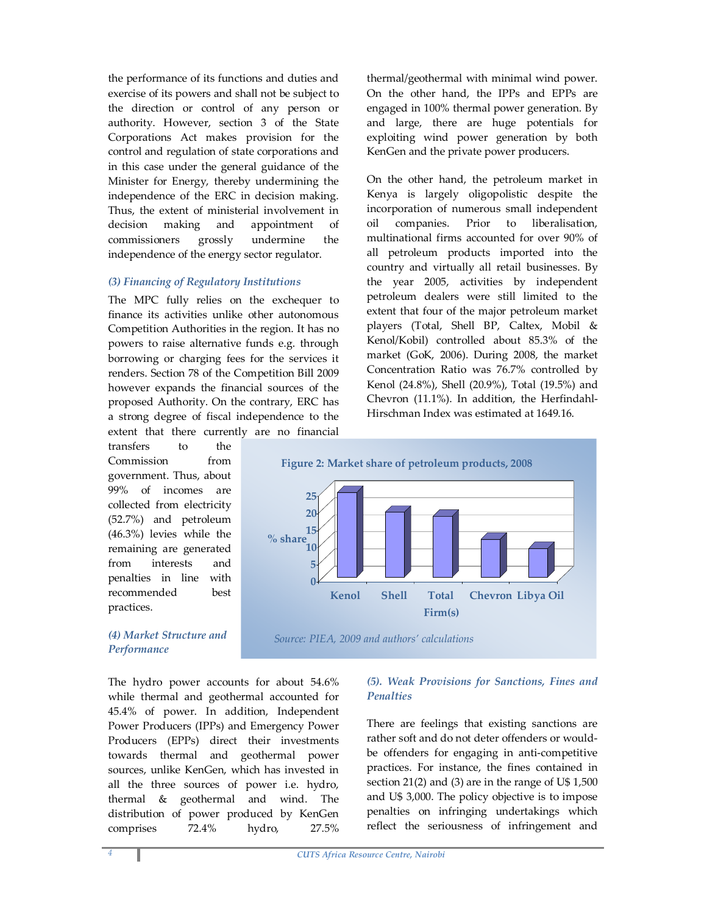the performance of its functions and duties and exercise of its powers and shall not be subject to the direction or control of any person or authority. However, section 3 of the State Corporations Act makes provision for the control and regulation of state corporations and in this case under the general guidance of the Minister for Energy, thereby undermining the independence of the ERC in decision making. Thus, the extent of ministerial involvement in decision making and appointment of commissioners grossly undermine the independence of the energy sector regulator.

### *(3) Financing of Regulatory Institutions*

The MPC fully relies on the exchequer to finance its activities unlike other autonomous Competition Authorities in the region. It has no powers to raise alternative funds e.g. through borrowing or charging fees for the services it renders. Section 78 of the Competition Bill 2009 however expands the financial sources of the proposed Authority. On the contrary, ERC has a strong degree of fiscal independence to the extent that there currently are no financial transfers to the Commission from government. Thus, about 99% of incomes are collected from electricity (52.7%) and petroleum (46.3%) levies while the remaining are generated from interests and penalties in line with recommended best practices.

### *(4) Market Structure and Performance*

The hydro power accounts for about 54.6% while thermal and geothermal accounted for 45.4% of power. In addition, Independent Power Producers (IPPs) and Emergency Power Producers (EPPs) direct their investments towards thermal and geothermal power sources, unlike KenGen, which has invested in all the three sources of power i.e. hydro, thermal & geothermal and wind. The distribution of power produced by KenGen comprises 72.4% hydro, 27.5% thermal/geothermal with minimal wind power. On the other hand, the IPPs and EPPs are engaged in 100% thermal power generation. By and large, there are huge potentials for exploiting wind power generation by both KenGen and the private power producers.

On the other hand, the petroleum market in Kenya is largely oligopolistic despite the incorporation of numerous small independent oil companies. Prior to liberalisation, multinational firms accounted for over 90% of all petroleum products imported into the country and virtually all retail businesses. By the year 2005, activities by independent petroleum dealers were still limited to the extent that four of the major petroleum market players (Total, Shell BP, Caltex, Mobil & Kenol/Kobil) controlled about 85.3% of the market (GoK, 2006). During 2008, the market Concentration Ratio was 76.7% controlled by Kenol (24.8%), Shell (20.9%), Total (19.5%) and Chevron (11.1%). In addition, the Herfindahl-Hirschman Index was estimated at 1649.16.

**Figure 2: Market share of petroleum products, 2008**

| Firm(s) | % share (approx., read from chart) |
|---|---|
| Kenol | ~25 |
| Shell | ~20 |
| Total | ~19 |
| Chevron | ~11 |
| Libya Oil | ~8 |

*Source: PIEA, 2009 and authors' calculations*

### *(5). Weak Provisions for Sanctions, Fines and Penalties*

There are feelings that existing sanctions are rather soft and do not deter offenders or would-be offenders for engaging in anti-competitive practices. For instance, the fines contained in section 21(2) and (3) are in the range of U$ 1,500 and U$ 3,000. The policy objective is to impose penalties on infringing undertakings which reflect the seriousness of infringement and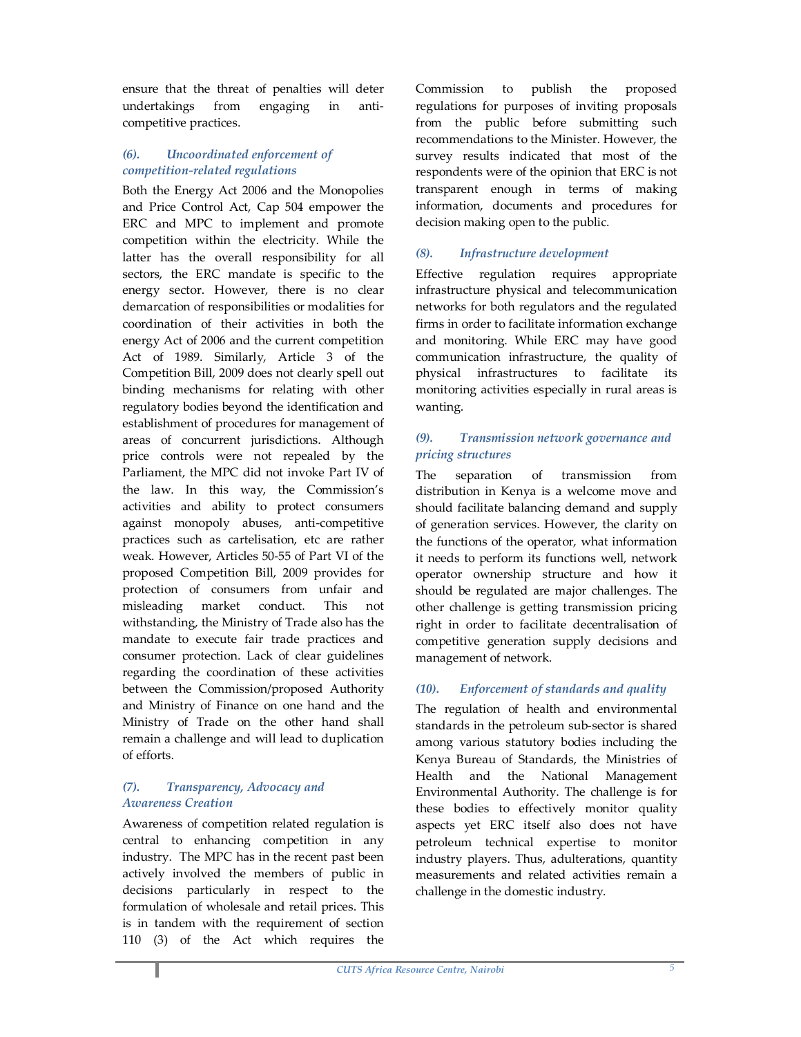ensure that the threat of penalties will deter undertakings from engaging in anti-competitive practices.

### *(6). Uncoordinated enforcement of competition-related regulations*

Both the Energy Act 2006 and the Monopolies and Price Control Act, Cap 504 empower the ERC and MPC to implement and promote competition within the electricity. While the latter has the overall responsibility for all sectors, the ERC mandate is specific to the energy sector. However, there is no clear demarcation of responsibilities or modalities for coordination of their activities in both the energy Act of 2006 and the current competition Act of 1989. Similarly, Article 3 of the Competition Bill, 2009 does not clearly spell out binding mechanisms for relating with other regulatory bodies beyond the identification and establishment of procedures for management of areas of concurrent jurisdictions. Although price controls were not repealed by the Parliament, the MPC did not invoke Part IV of the law. In this way, the Commission's activities and ability to protect consumers against monopoly abuses, anti-competitive practices such as cartelisation, etc are rather weak. However, Articles 50-55 of Part VI of the proposed Competition Bill, 2009 provides for protection of consumers from unfair and misleading market conduct. This not withstanding, the Ministry of Trade also has the mandate to execute fair trade practices and consumer protection. Lack of clear guidelines regarding the coordination of these activities between the Commission/proposed Authority and Ministry of Finance on one hand and the Ministry of Trade on the other hand shall remain a challenge and will lead to duplication of efforts.

### *(7). Transparency, Advocacy and Awareness Creation*

Awareness of competition related regulation is central to enhancing competition in any industry. The MPC has in the recent past been actively involved the members of public in decisions particularly in respect to the formulation of wholesale and retail prices. This is in tandem with the requirement of section 110 (3) of the Act which requires the Commission to publish the proposed regulations for purposes of inviting proposals from the public before submitting such recommendations to the Minister. However, the survey results indicated that most of the respondents were of the opinion that ERC is not transparent enough in terms of making information, documents and procedures for decision making open to the public.

### *(8). Infrastructure development*

Effective regulation requires appropriate infrastructure physical and telecommunication networks for both regulators and the regulated firms in order to facilitate information exchange and monitoring. While ERC may have good communication infrastructure, the quality of physical infrastructures to facilitate its monitoring activities especially in rural areas is wanting.

### *(9). Transmission network governance and pricing structures*

The separation of transmission from distribution in Kenya is a welcome move and should facilitate balancing demand and supply of generation services. However, the clarity on the functions of the operator, what information it needs to perform its functions well, network operator ownership structure and how it should be regulated are major challenges. The other challenge is getting transmission pricing right in order to facilitate decentralisation of competitive generation supply decisions and management of network.

### *(10). Enforcement of standards and quality*

The regulation of health and environmental standards in the petroleum sub-sector is shared among various statutory bodies including the Kenya Bureau of Standards, the Ministries of Health and the National Management Environmental Authority. The challenge is for these bodies to effectively monitor quality aspects yet ERC itself also does not have petroleum technical expertise to monitor industry players. Thus, adulterations, quantity measurements and related activities remain a challenge in the domestic industry.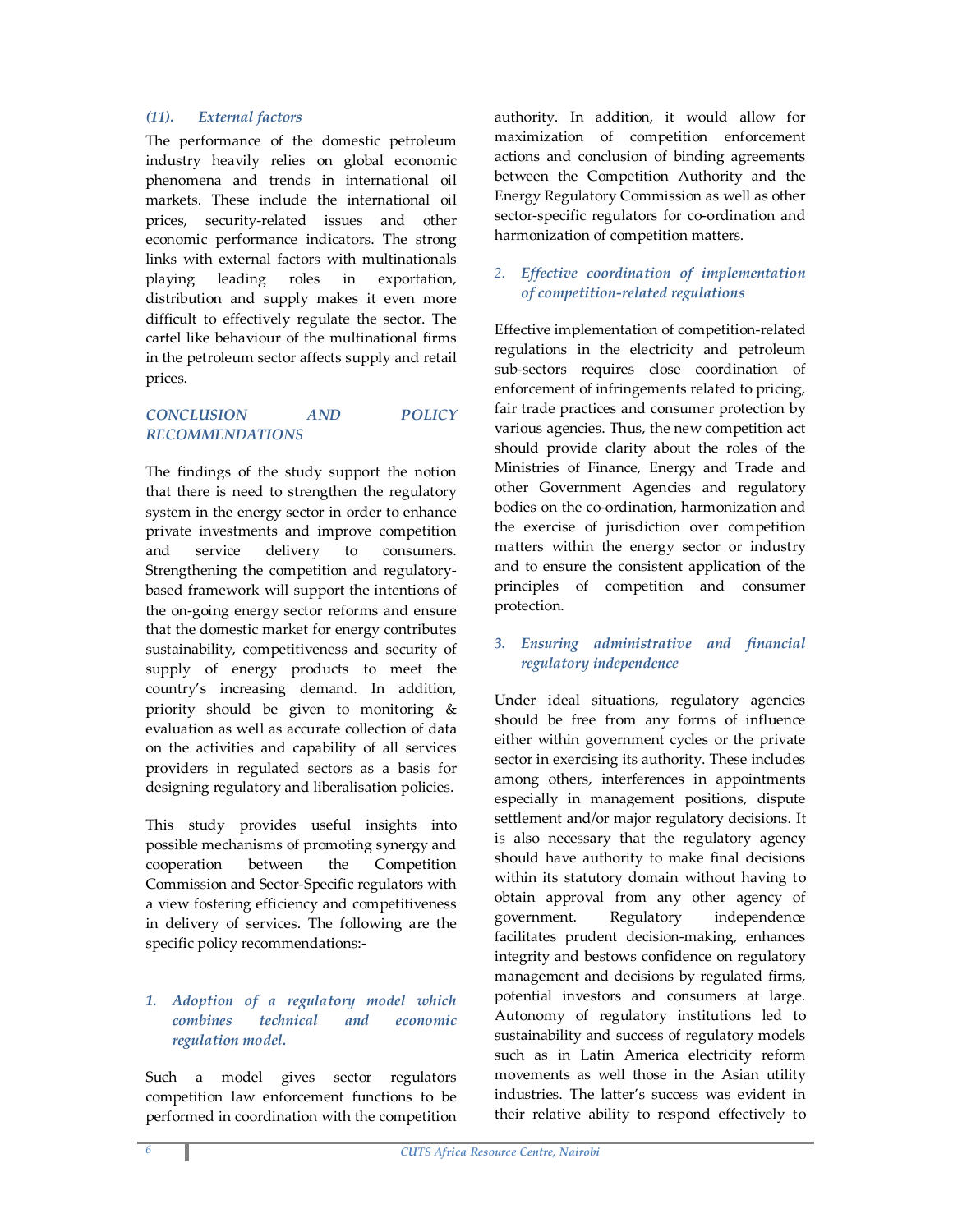### *(11). External factors*

The performance of the domestic petroleum industry heavily relies on global economic phenomena and trends in international oil markets. These include the international oil prices, security-related issues and other economic performance indicators. The strong links with external factors with multinationals playing leading roles in exportation, distribution and supply makes it even more difficult to effectively regulate the sector. The cartel like behaviour of the multinational firms in the petroleum sector affects supply and retail prices.

## *CONCLUSION AND POLICY RECOMMENDATIONS*

The findings of the study support the notion that there is need to strengthen the regulatory system in the energy sector in order to enhance private investments and improve competition and service delivery to consumers. Strengthening the competition and regulatory-based framework will support the intentions of the on-going energy sector reforms and ensure that the domestic market for energy contributes sustainability, competitiveness and security of supply of energy products to meet the country's increasing demand. In addition, priority should be given to monitoring & evaluation as well as accurate collection of data on the activities and capability of all services providers in regulated sectors as a basis for designing regulatory and liberalisation policies.

This study provides useful insights into possible mechanisms of promoting synergy and cooperation between the Competition Commission and Sector-Specific regulators with a view fostering efficiency and competitiveness in delivery of services. The following are the specific policy recommendations:-

### *1. Adoption of a regulatory model which combines technical and economic regulation model.*

Such a model gives sector regulators competition law enforcement functions to be performed in coordination with the competition authority. In addition, it would allow for maximization of competition enforcement actions and conclusion of binding agreements between the Competition Authority and the Energy Regulatory Commission as well as other sector-specific regulators for co-ordination and harmonization of competition matters.

### *2. Effective coordination of implementation of competition-related regulations*

Effective implementation of competition-related regulations in the electricity and petroleum sub-sectors requires close coordination of enforcement of infringements related to pricing, fair trade practices and consumer protection by various agencies. Thus, the new competition act should provide clarity about the roles of the Ministries of Finance, Energy and Trade and other Government Agencies and regulatory bodies on the co-ordination, harmonization and the exercise of jurisdiction over competition matters within the energy sector or industry and to ensure the consistent application of the principles of competition and consumer protection.

### *3. Ensuring administrative and financial regulatory independence*

Under ideal situations, regulatory agencies should be free from any forms of influence either within government cycles or the private sector in exercising its authority. These includes among others, interferences in appointments especially in management positions, dispute settlement and/or major regulatory decisions. It is also necessary that the regulatory agency should have authority to make final decisions within its statutory domain without having to obtain approval from any other agency of government. Regulatory independence facilitates prudent decision-making, enhances integrity and bestows confidence on regulatory management and decisions by regulated firms, potential investors and consumers at large. Autonomy of regulatory institutions led to sustainability and success of regulatory models such as in Latin America electricity reform movements as well those in the Asian utility industries. The latter's success was evident in their relative ability to respond effectively to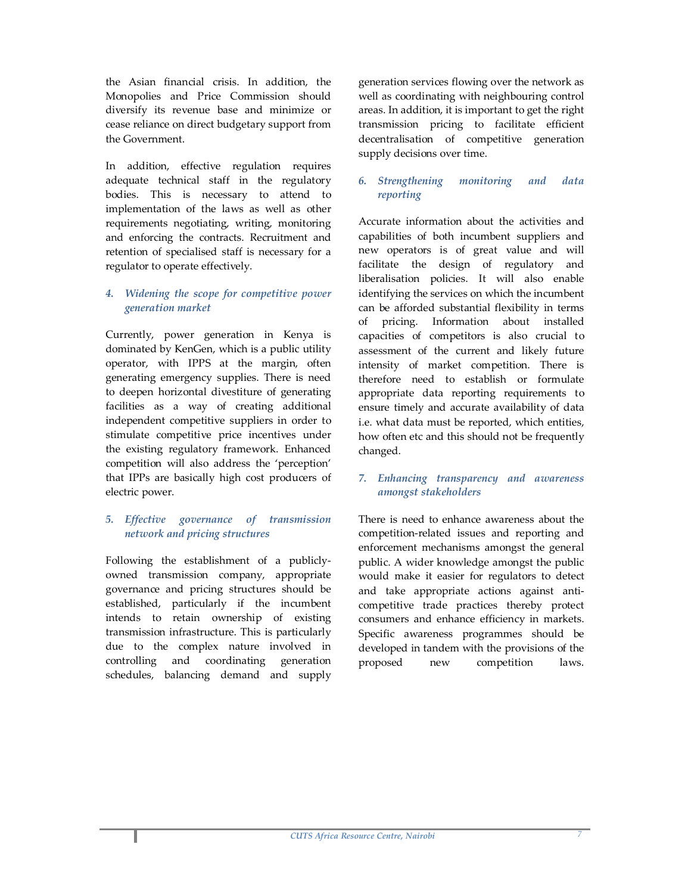the Asian financial crisis. In addition, the Monopolies and Price Commission should diversify its revenue base and minimize or cease reliance on direct budgetary support from the Government.

In addition, effective regulation requires adequate technical staff in the regulatory bodies. This is necessary to attend to implementation of the laws as well as other requirements negotiating, writing, monitoring and enforcing the contracts. Recruitment and retention of specialised staff is necessary for a regulator to operate effectively.

### 4. *Widening the scope for competitive power generation market*

Currently, power generation in Kenya is dominated by KenGen, which is a public utility operator, with IPPS at the margin, often generating emergency supplies. There is need to deepen horizontal divestiture of generating facilities as a way of creating additional independent competitive suppliers in order to stimulate competitive price incentives under the existing regulatory framework. Enhanced competition will also address the 'perception' that IPPs are basically high cost producers of electric power.

### 5. *Effective governance of transmission network and pricing structures*

Following the establishment of a publicly-owned transmission company, appropriate governance and pricing structures should be established, particularly if the incumbent intends to retain ownership of existing transmission infrastructure. This is particularly due to the complex nature involved in controlling and coordinating generation schedules, balancing demand and supply generation services flowing over the network as well as coordinating with neighbouring control areas. In addition, it is important to get the right transmission pricing to facilitate efficient decentralisation of competitive generation supply decisions over time.

### 6. *Strengthening monitoring and data reporting*

Accurate information about the activities and capabilities of both incumbent suppliers and new operators is of great value and will facilitate the design of regulatory and liberalisation policies. It will also enable identifying the services on which the incumbent can be afforded substantial flexibility in terms of pricing. Information about installed capacities of competitors is also crucial to assessment of the current and likely future intensity of market competition. There is therefore need to establish or formulate appropriate data reporting requirements to ensure timely and accurate availability of data i.e. what data must be reported, which entities, how often etc and this should not be frequently changed.

### 7. *Enhancing transparency and awareness amongst stakeholders*

There is need to enhance awareness about the competition-related issues and reporting and enforcement mechanisms amongst the general public. A wider knowledge amongst the public would make it easier for regulators to detect and take appropriate actions against anti-competitive trade practices thereby protect consumers and enhance efficiency in markets. Specific awareness programmes should be developed in tandem with the provisions of the proposed new competition laws.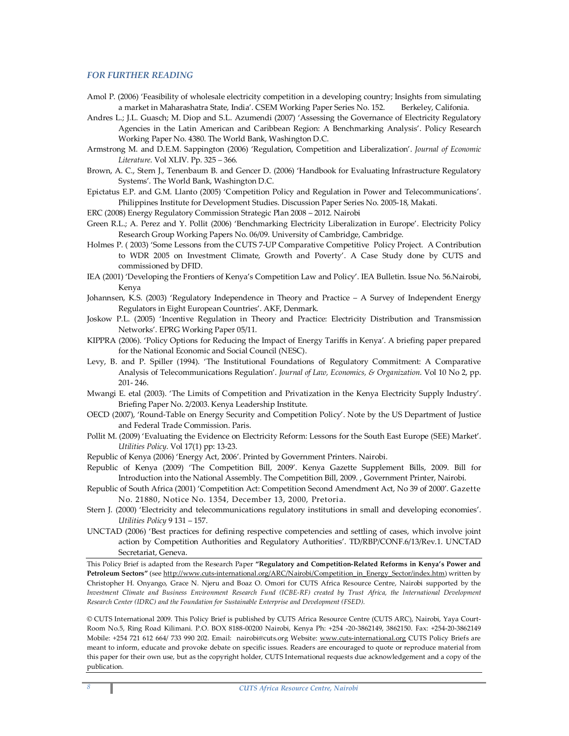### *FOR FURTHER READING*

Amol P. (2006) 'Feasibility of wholesale electricity competition in a developing country; Insights from simulating a market in Maharashatra State, India'. CSEM Working Paper Series No. 152. Berkeley, Califonia.

Andres L.; J.L. Guasch; M. Diop and S.L. Azumendi (2007) 'Assessing the Governance of Electricity Regulatory Agencies in the Latin American and Caribbean Region: A Benchmarking Analysis'. Policy Research Working Paper No. 4380. The World Bank, Washington D.C.

Armstrong M. and D.E.M. Sappington (2006) 'Regulation, Competition and Liberalization'. *Journal of Economic Literature.* Vol XLIV. Pp. 325 – 366.

Brown, A. C., Stern J., Tenenbaum B. and Gencer D. (2006) 'Handbook for Evaluating Infrastructure Regulatory Systems'. The World Bank, Washington D.C.

Epictatus E.P. and G.M. Llanto (2005) 'Competition Policy and Regulation in Power and Telecommunications'. Philippines Institute for Development Studies. Discussion Paper Series No. 2005-18, Makati.

ERC (2008) Energy Regulatory Commission Strategic Plan 2008 – 2012. Nairobi

Green R.L.; A. Perez and Y. Pollit (2006) 'Benchmarking Electricity Liberalization in Europe'. Electricity Policy Research Group Working Papers No. 06/09. University of Cambridge, Cambridge.

Holmes P. ( 2003) 'Some Lessons from the CUTS 7-UP Comparative Competitive Policy Project. A Contribution to WDR 2005 on Investment Climate, Growth and Poverty'. A Case Study done by CUTS and commissioned by DFID.

IEA (2001) 'Developing the Frontiers of Kenya's Competition Law and Policy'. IEA Bulletin. Issue No. 56.Nairobi, Kenya

Johannsen, K.S. (2003) 'Regulatory Independence in Theory and Practice – A Survey of Independent Energy Regulators in Eight European Countries'. AKF, Denmark.

Joskow P.L. (2005) 'Incentive Regulation in Theory and Practice: Electricity Distribution and Transmission Networks'. EPRG Working Paper 05/11.

KIPPRA (2006). 'Policy Options for Reducing the Impact of Energy Tariffs in Kenya'. A briefing paper prepared for the National Economic and Social Council (NESC).

Levy, B. and P. Spiller (1994). 'The Institutional Foundations of Regulatory Commitment: A Comparative Analysis of Telecommunications Regulation'. *Journal of Law, Economics, & Organization*. Vol 10 No 2, pp. 201- 246.

Mwangi E. etal (2003). 'The Limits of Competition and Privatization in the Kenya Electricity Supply Industry'. Briefing Paper No. 2/2003. Kenya Leadership Institute.

OECD (2007), 'Round-Table on Energy Security and Competition Policy'. Note by the US Department of Justice and Federal Trade Commission. Paris.

Pollit M. (2009) 'Evaluating the Evidence on Electricity Reform: Lessons for the South East Europe (SEE) Market'. *Utilities Policy*. Vol 17(1) pp: 13-23.

Republic of Kenya (2006) 'Energy Act, 2006'. Printed by Government Printers. Nairobi.

Republic of Kenya (2009) 'The Competition Bill, 2009'. Kenya Gazette Supplement Bills, 2009. Bill for Introduction into the National Assembly. The Competition Bill, 2009. , Government Printer, Nairobi.

Republic of South Africa (2001) 'Competition Act: Competition Second Amendment Act, No 39 of 2000'. Gazette No. 21880, Notice No. 1354, December 13, 2000, Pretoria.

Stern J. (2000) 'Electricity and telecommunications regulatory institutions in small and developing economies'. *Utilities Policy* 9 131 – 157.

UNCTAD (2006) 'Best practices for defining respective competencies and settling of cases, which involve joint action by Competition Authorities and Regulatory Authorities'. TD/RBP/CONF.6/13/Rev.1. UNCTAD Secretariat, Geneva.

---

This Policy Brief is adapted from the Research Paper **"Regulatory and Competition-Related Reforms in Kenya's Power and Petroleum Sectors"** (see http://www.cuts-international.org/ARC/Nairobi/Competition_in_Energy_Sector/index.htm) written by Christopher H. Onyango, Grace N. Njeru and Boaz O. Omori for CUTS Africa Resource Centre, Nairobi supported by the *Investment Climate and Business Environment Research Fund (ICBE-RF) created by Trust Africa, the International Development Research Center (IDRC) and the Foundation for Sustainable Enterprise and Development (FSED).*

© CUTS International 2009. This Policy Brief is published by CUTS Africa Resource Centre (CUTS ARC), Nairobi, Yaya Court-Room No.5, Ring Road Kilimani. P.O. BOX 8188-00200 Nairobi, Kenya Ph: +254 -20-3862149, 3862150. Fax: +254-20-3862149 Mobile: +254 721 612 664/ 733 990 202. Email: nairobi@cuts.org Website: www.cuts-international.org CUTS Policy Briefs are meant to inform, educate and provoke debate on specific issues. Readers are encouraged to quote or reproduce material from this paper for their own use, but as the copyright holder, CUTS International requests due acknowledgement and a copy of the publication.